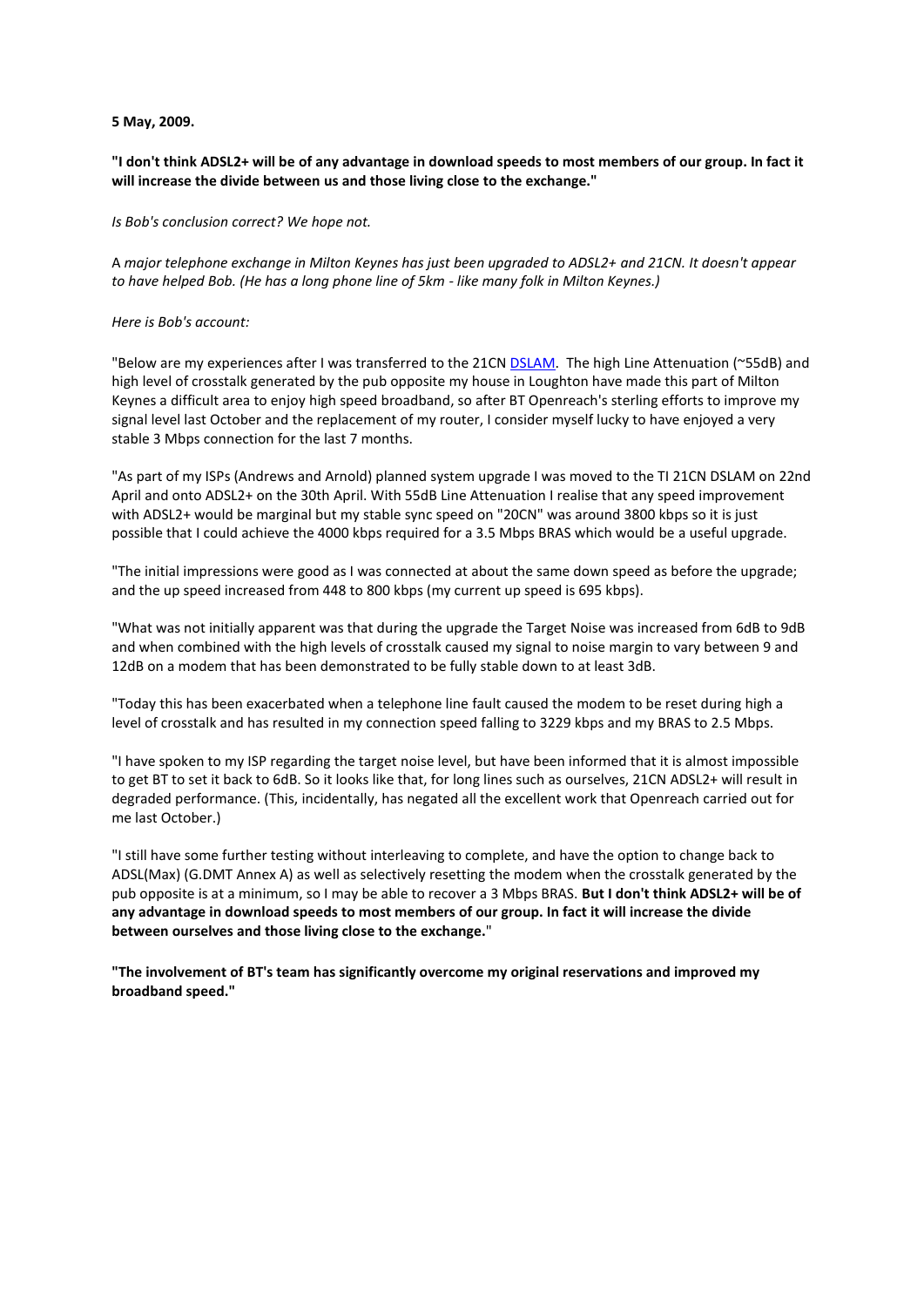**5 May, 2009.**

**"I don't think ADSL2+ will be of any advantage in download speeds to most members of our group. In fact it will increase the divide between us and those living close to the exchange."**

*Is Bob's conclusion correct? We hope not.*

*A major telephone exchange in Milton Keynes has just been upgraded to ADSL2+ and 21CN. It doesn't appear to have helped Bob. (He has a long phone line of 5km - like many folk in Milton Keynes.)*

*Here is Bob's account:*

"Below are my experiences after I was transferred to the 21CN DSLAM. The high Line Attenuation (~55dB) and high level of crosstalk generated by the pub opposite my house in Loughton have made this part of Milton Keynes a difficult area to enjoy high speed broadband, so after BT Openreach's sterling efforts to improve my signal level last October and the replacement of my router, I consider myself lucky to have enjoyed a very stable 3 Mbps connection for the last 7 months.

"As part of my ISPs (Andrews and Arnold) planned system upgrade I was moved to the TI 21CN DSLAM on 22nd April and onto ADSL2+ on the 30th April. With 55dB Line Attenuation I realise that any speed improvement with ADSL2+ would be marginal but my stable sync speed on "20CN" was around 3800 kbps so it is just possible that I could achieve the 4000 kbps required for a 3.5 Mbps BRAS which would be a useful upgrade.

"The initial impressions were good as I was connected at about the same down speed as before the upgrade; and the up speed increased from 448 to 800 kbps (my current up speed is 695 kbps).

"What was not initially apparent was that during the upgrade the Target Noise was increased from 6dB to 9dB and when combined with the high levels of crosstalk caused my signal to noise margin to vary between 9 and 12dB on a modem that has been demonstrated to be fully stable down to at least 3dB.

"Today this has been exacerbated when a telephone line fault caused the modem to be reset during high a level of crosstalk and has resulted in my connection speed falling to 3229 kbps and my BRAS to 2.5 Mbps.

"I have spoken to my ISP regarding the target noise level, but have been informed that it is almost impossible to get BT to set it back to 6dB. So it looks like that, for long lines such as ourselves, 21CN ADSL2+ will result in degraded performance. (This, incidentally, has negated all the excellent work that Openreach carried out for me last October.)

"I still have some further testing without interleaving to complete, and have the option to change back to ADSL(Max) (G.DMT Annex A) as well as selectively resetting the modem when the crosstalk generated by the pub opposite is at a minimum, so I may be able to recover a 3 Mbps BRAS. **But I don't think ADSL2+ will be of any advantage in download speeds to most members of our group. In fact it will increase the divide between ourselves and those living close to the exchange.**"

**"The involvement of BT's team has significantly overcome my original reservations and improved my broadband speed."**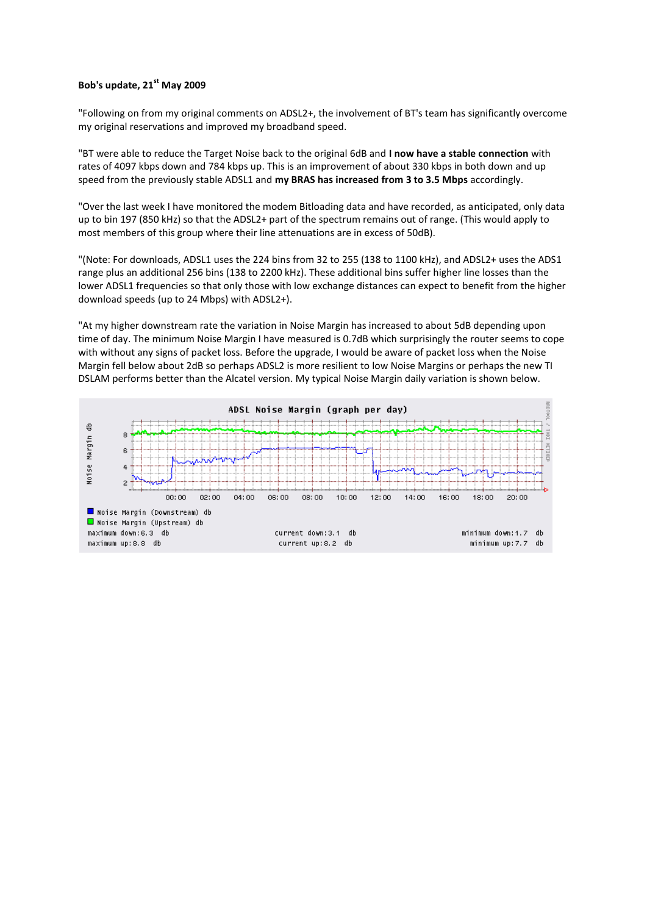**Bob's update, 21st May 2009**

"Following on from my original comments on ADSL2+, the involvement of BT's team has significantly overcome my original reservations and improved my broadband speed.

"BT were able to reduce the Target Noise back to the original 6dB and **I now have a stable connection** with rates of 4097 kbps down and 784 kbps up. This is an improvement of about 330 kbps in both down and up speed from the previously stable ADSL1 and **my BRAS has increased from 3 to 3.5 Mbps** accordingly.

"Over the last week I have monitored the modem Bitloading data and have recorded, as anticipated, only data up to bin 197 (850 kHz) so that the ADSL2+ part of the spectrum remains out of range. (This would apply to most members of this group where their line attenuations are in excess of 50dB).

"(Note: For downloads, ADSL1 uses the 224 bins from 32 to 255 (138 to 1100 kHz), and ADSL2+ uses the ADS1 range plus an additional 256 bins (138 to 2200 kHz). These additional bins suffer higher line losses than the lower ADSL1 frequencies so that only those with low exchange distances can expect to benefit from the higher download speeds (up to 24 Mbps) with ADSL2+).

"At my higher downstream rate the variation in Noise Margin has increased to about 5dB depending upon time of day. The minimum Noise Margin I have measured is 0.7dB which surprisingly the router seems to cope with without any signs of packet loss. Before the upgrade, I would be aware of packet loss when the Noise Margin fell below about 2dB so perhaps ADSL2 is more resilient to low Noise Margins or perhaps the new TI DSLAM performs better than the Alcatel version. My typical Noise Margin daily variation is shown below.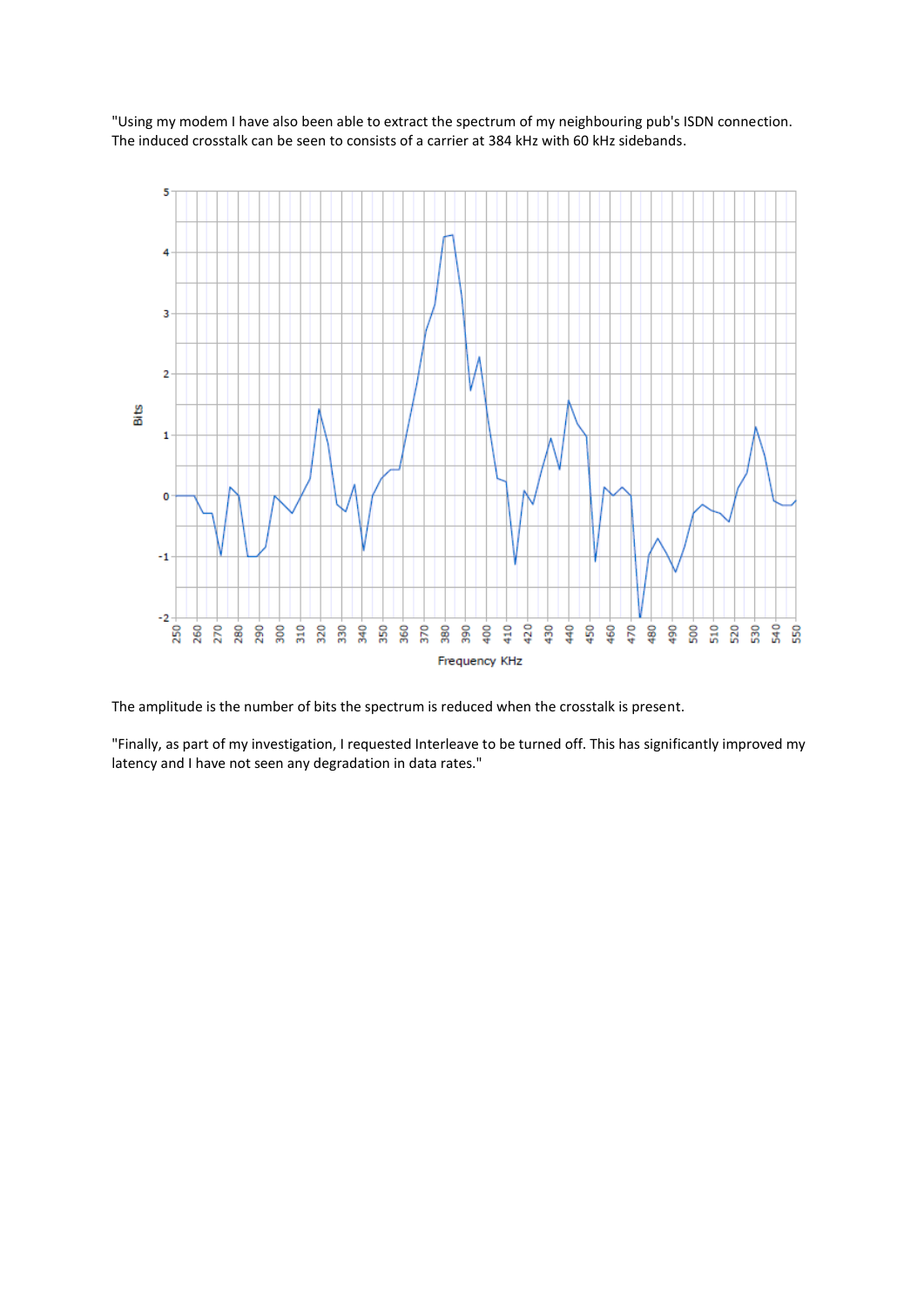"Using my modem I have also been able to extract the spectrum of my neighbouring pub's ISDN connection. The induced crosstalk can be seen to consists of a carrier at 384 kHz with 60 kHz sidebands.

Bits

5
4
3
2
1
0
-1
-2

250 260 270 280 290 300 310 320 330 340 350 360 370 380 390 400 410 420 430 440 450 460 470 480 490 500 510 520 530 540 550

Frequency KHz

The amplitude is the number of bits the spectrum is reduced when the crosstalk is present.

"Finally, as part of my investigation, I requested Interleave to be turned off. This has significantly improved my latency and I have not seen any degradation in data rates."